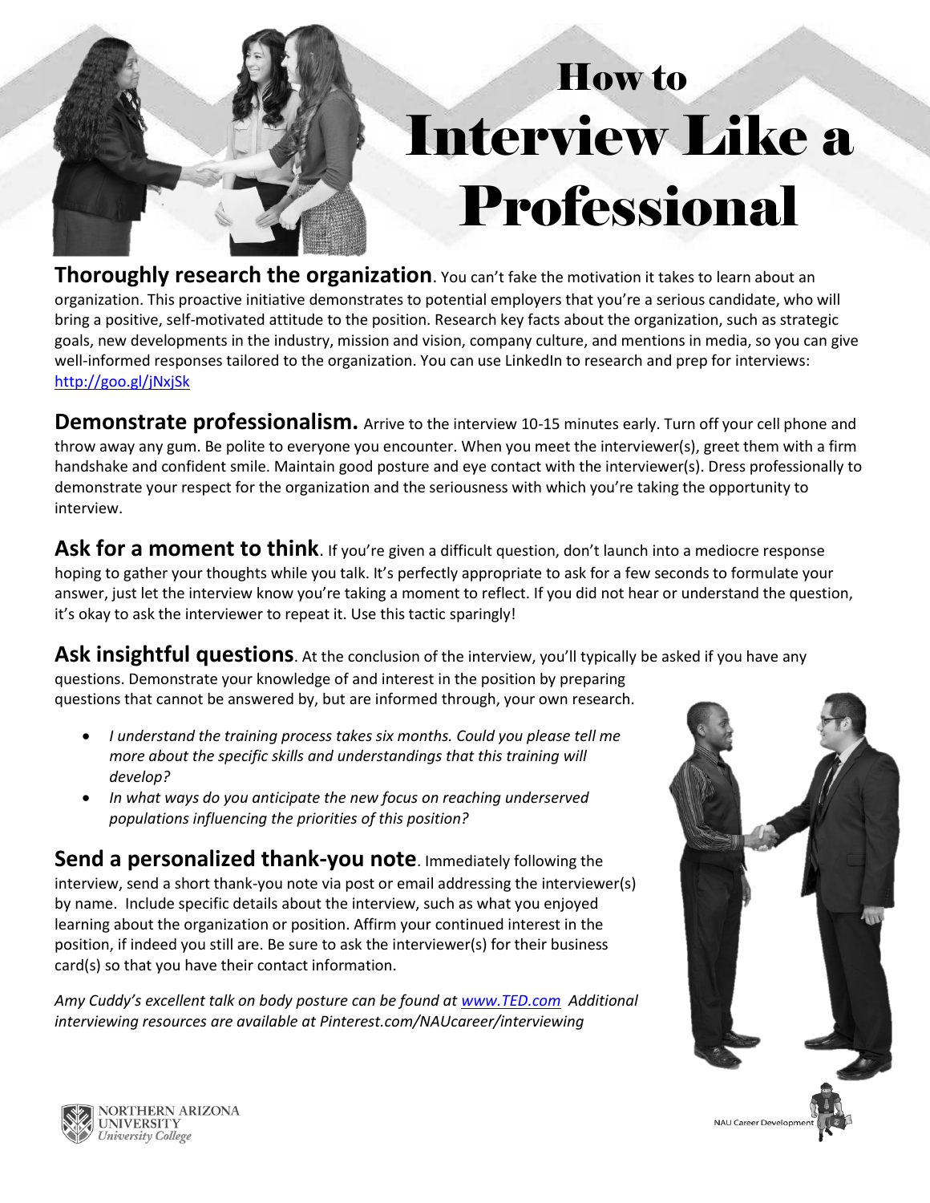# How to Interview Like a Professional

**Thoroughly research the organization**. You can't fake the motivation it takes to learn about an organization. This proactive initiative demonstrates to potential employers that you're a serious candidate, who will bring a positive, self-motivated attitude to the position. Research key facts about the organization, such as strategic goals, new developments in the industry, mission and vision, company culture, and mentions in media, so you can give well-informed responses tailored to the organization. You can use LinkedIn to research and prep for interviews: http://goo.gl/jNxjSk

**Demonstrate professionalism.** Arrive to the interview 10-15 minutes early. Turn off your cell phone and throw away any gum. Be polite to everyone you encounter. When you meet the interviewer(s), greet them with a firm handshake and confident smile. Maintain good posture and eye contact with the interviewer(s). Dress professionally to demonstrate your respect for the organization and the seriousness with which you're taking the opportunity to interview.

**Ask for a moment to think**. If you're given a difficult question, don't launch into a mediocre response hoping to gather your thoughts while you talk. It's perfectly appropriate to ask for a few seconds to formulate your answer, just let the interview know you're taking a moment to reflect. If you did not hear or understand the question, it's okay to ask the interviewer to repeat it. Use this tactic sparingly!

**Ask insightful questions**. At the conclusion of the interview, you'll typically be asked if you have any questions. Demonstrate your knowledge of and interest in the position by preparing questions that cannot be answered by, but are informed through, your own research.

- *I understand the training process takes six months. Could you please tell me more about the specific skills and understandings that this training will develop?*
- *In what ways do you anticipate the new focus on reaching underserved populations influencing the priorities of this position?*

**Send a personalized thank-you note**. Immediately following the interview, send a short thank-you note via post or email addressing the interviewer(s) by name. Include specific details about the interview, such as what you enjoyed learning about the organization or position. Affirm your continued interest in the position, if indeed you still are. Be sure to ask the interviewer(s) for their business card(s) so that you have their contact information.

*Amy Cuddy's excellent talk on body posture can be found at www.TED.com Additional interviewing resources are available at Pinterest.com/NAUcareer/interviewing*

Northern Arizona University
University College

NAU Career Development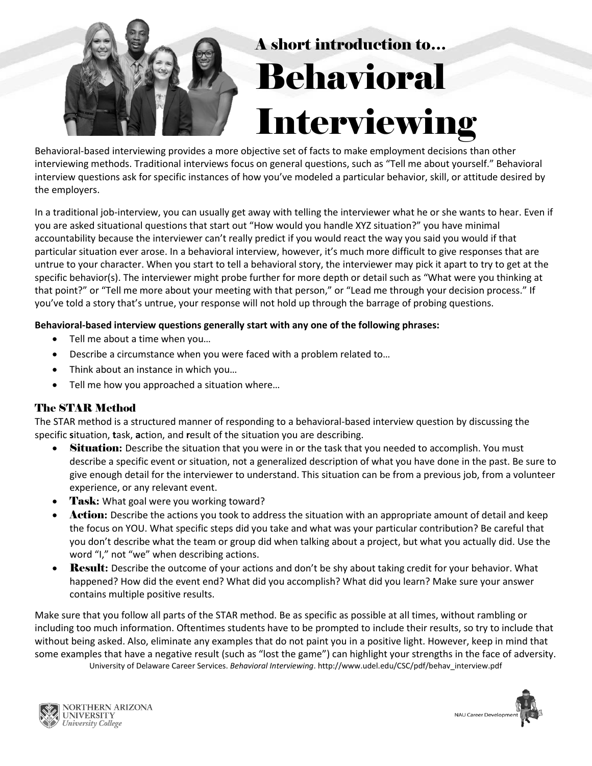### A short introduction to...

# Behavioral Interviewing

Behavioral-based interviewing provides a more objective set of facts to make employment decisions than other interviewing methods. Traditional interviews focus on general questions, such as “Tell me about yourself.” Behavioral interview questions ask for specific instances of how you’ve modeled a particular behavior, skill, or attitude desired by the employers.

In a traditional job-interview, you can usually get away with telling the interviewer what he or she wants to hear. Even if you are asked situational questions that start out “How would you handle XYZ situation?” you have minimal accountability because the interviewer can’t really predict if you would react the way you said you would if that particular situation ever arose. In a behavioral interview, however, it’s much more difficult to give responses that are untrue to your character. When you start to tell a behavioral story, the interviewer may pick it apart to try to get at the specific behavior(s). The interviewer might probe further for more depth or detail such as “What were you thinking at that point?” or “Tell me more about your meeting with that person,” or “Lead me through your decision process.” If you’ve told a story that’s untrue, your response will not hold up through the barrage of probing questions.

**Behavioral-based interview questions generally start with any one of the following phrases:**

- Tell me about a time when you…
- Describe a circumstance when you were faced with a problem related to…
- Think about an instance in which you…
- Tell me how you approached a situation where…

## The STAR Method

The STAR method is a structured manner of responding to a behavioral-based interview question by discussing the specific **s**ituation, **t**ask, **a**ction, and **r**esult of the situation you are describing.

- **Situation:** Describe the situation that you were in or the task that you needed to accomplish. You must describe a specific event or situation, not a generalized description of what you have done in the past. Be sure to give enough detail for the interviewer to understand. This situation can be from a previous job, from a volunteer experience, or any relevant event.
- **Task:** What goal were you working toward?
- **Action:** Describe the actions you took to address the situation with an appropriate amount of detail and keep the focus on YOU. What specific steps did you take and what was your particular contribution? Be careful that you don’t describe what the team or group did when talking about a project, but what you actually did. Use the word “I,” not “we” when describing actions.
- **Result:** Describe the outcome of your actions and don’t be shy about taking credit for your behavior. What happened? How did the event end? What did you accomplish? What did you learn? Make sure your answer contains multiple positive results.

Make sure that you follow all parts of the STAR method. Be as specific as possible at all times, without rambling or including too much information. Oftentimes students have to be prompted to include their results, so try to include that without being asked. Also, eliminate any examples that do not paint you in a positive light. However, keep in mind that some examples that have a negative result (such as “lost the game”) can highlight your strengths in the face of adversity.

University of Delaware Career Services. *Behavioral Interviewing*. http://www.udel.edu/CSC/pdf/behav_interview.pdf

NORTHERN ARIZONA UNIVERSITY
*University College*

NAU Career Development